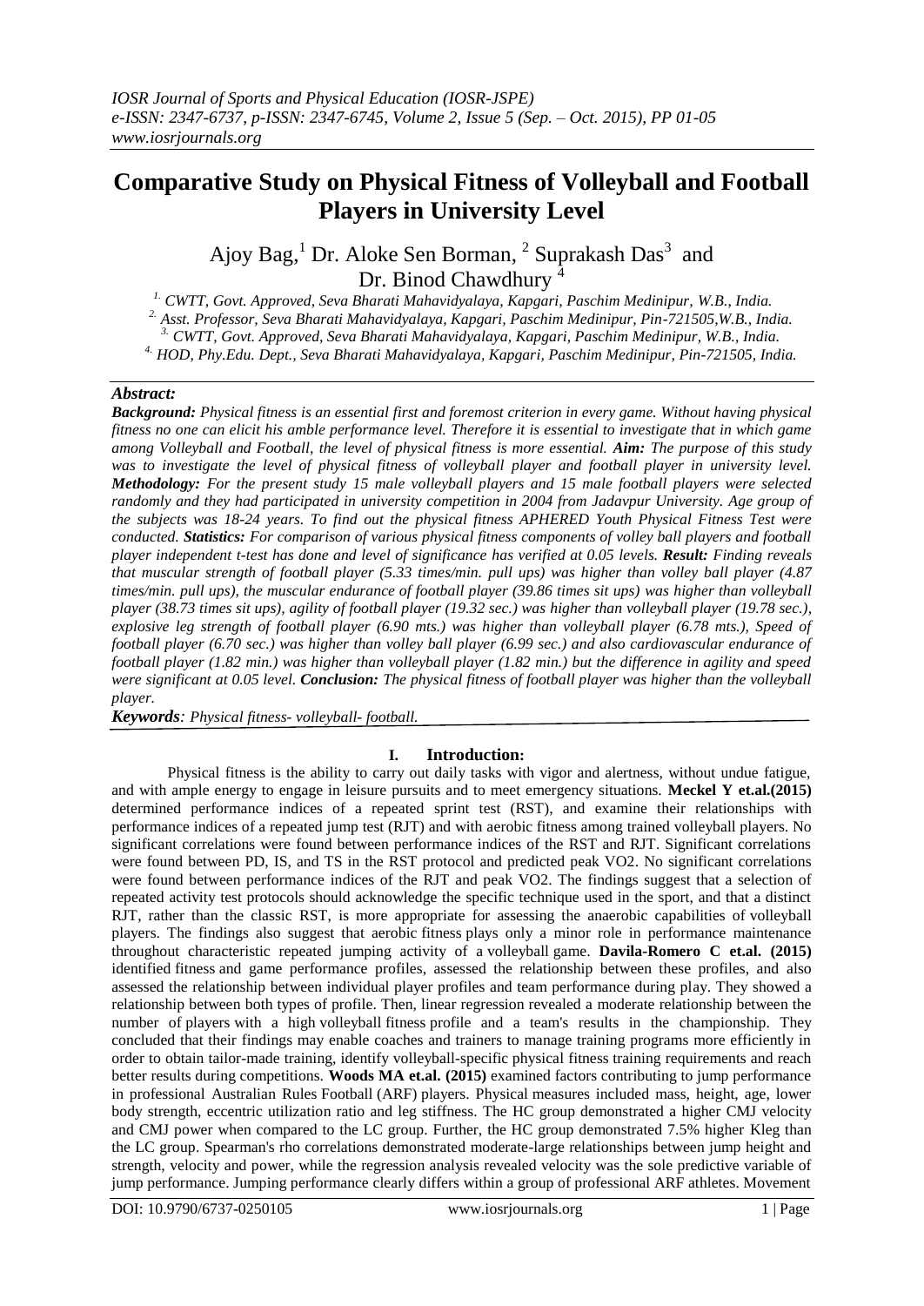# Comparative Study on Physical Fitness of Volleyball and Football Players in University Level

Ajoy Bag,[1] Dr. Aloke Sen Borman, [2] Suprakash Das[3] and Dr. Binod Chawdhury [4]

[1.] CWTT, Govt. Approved, Seva Bharati Mahavidyalaya, Kapgari, Paschim Medinipur, W.B., India.
[2.] Asst. Professor, Seva Bharati Mahavidyalaya, Kapgari, Paschim Medinipur, Pin-721505,W.B., India.
[3.] CWTT, Govt. Approved, Seva Bharati Mahavidyalaya, Kapgari, Paschim Medinipur, W.B., India.
[4.] HOD, Phy.Edu. Dept., Seva Bharati Mahavidyalaya, Kapgari, Paschim Medinipur, Pin-721505, India.

***Abstract:***

***Background:*** *Physical fitness is an essential first and foremost criterion in every game. Without having physical fitness no one can elicit his amble performance level. Therefore it is essential to investigate that in which game among Volleyball and Football, the level of physical fitness is more essential.* ***Aim:*** *The purpose of this study was to investigate the level of physical fitness of volleyball player and football player in university level.* ***Methodology:*** *For the present study 15 male volleyball players and 15 male football players were selected randomly and they had participated in university competition in 2004 from Jadavpur University. Age group of the subjects was 18-24 years. To find out the physical fitness APHERED Youth Physical Fitness Test were conducted.* ***Statistics:*** *For comparison of various physical fitness components of volley ball players and football player independent t-test has done and level of significance has verified at 0.05 levels.* ***Result:*** *Finding reveals that muscular strength of football player (5.33 times/min. pull ups) was higher than volley ball player (4.87 times/min. pull ups), the muscular endurance of football player (39.86 times sit ups) was higher than volleyball player (38.73 times sit ups), agility of football player (19.32 sec.) was higher than volleyball player (19.78 sec.), explosive leg strength of football player (6.90 mts.) was higher than volleyball player (6.78 mts.), Speed of football player (6.70 sec.) was higher than volley ball player (6.99 sec.) and also cardiovascular endurance of football player (1.82 min.) was higher than volleyball player (1.82 min.) but the difference in agility and speed were significant at 0.05 level.* ***Conclusion:*** *The physical fitness of football player was higher than the volleyball player.*

***Keywords****: Physical fitness- volleyball- football.*

## I. Introduction:

Physical fitness is the ability to carry out daily tasks with vigor and alertness, without undue fatigue, and with ample energy to engage in leisure pursuits and to meet emergency situations. **Meckel Y et.al.(2015)** determined performance indices of a repeated sprint test (RST), and examine their relationships with performance indices of a repeated jump test (RJT) and with aerobic fitness among trained volleyball players. No significant correlations were found between performance indices of the RST and RJT. Significant correlations were found between PD, IS, and TS in the RST protocol and predicted peak VO2. No significant correlations were found between performance indices of the RJT and peak VO2. The findings suggest that a selection of repeated activity test protocols should acknowledge the specific technique used in the sport, and that a distinct RJT, rather than the classic RST, is more appropriate for assessing the anaerobic capabilities of volleyball players. The findings also suggest that aerobic fitness plays only a minor role in performance maintenance throughout characteristic repeated jumping activity of a volleyball game. **Davila-Romero C et.al. (2015)** identified fitness and game performance profiles, assessed the relationship between these profiles, and also assessed the relationship between individual player profiles and team performance during play. They showed a relationship between both types of profile. Then, linear regression revealed a moderate relationship between the number of players with a high volleyball fitness profile and a team's results in the championship. They concluded that their findings may enable coaches and trainers to manage training programs more efficiently in order to obtain tailor-made training, identify volleyball-specific physical fitness training requirements and reach better results during competitions. **Woods MA et.al. (2015)** examined factors contributing to jump performance in professional Australian Rules Football (ARF) players. Physical measures included mass, height, age, lower body strength, eccentric utilization ratio and leg stiffness. The HC group demonstrated a higher CMJ velocity and CMJ power when compared to the LC group. Further, the HC group demonstrated 7.5% higher Kleg than the LC group. Spearman's rho correlations demonstrated moderate-large relationships between jump height and strength, velocity and power, while the regression analysis revealed velocity was the sole predictive variable of jump performance. Jumping performance clearly differs within a group of professional ARF athletes. Movement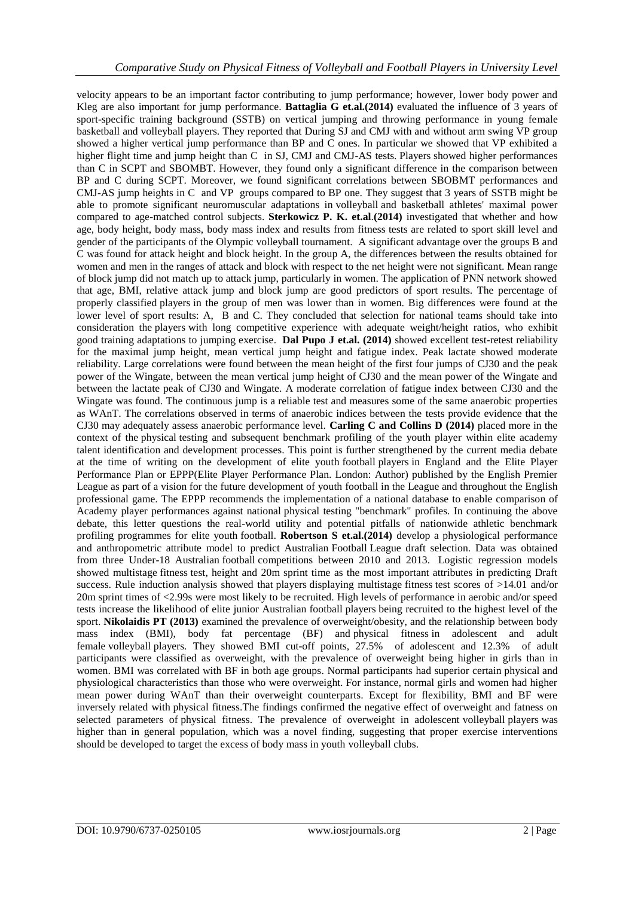velocity appears to be an important factor contributing to jump performance; however, lower body power and Kleg are also important for jump performance. **Battaglia G et.al.(2014)** evaluated the influence of 3 years of sport-specific training background (SSTB) on vertical jumping and throwing performance in young female basketball and volleyball players. They reported that During SJ and CMJ with and without arm swing VP group showed a higher vertical jump performance than BP and C ones. In particular we showed that VP exhibited a higher flight time and jump height than C in SJ, CMJ and CMJ-AS tests. Players showed higher performances than C in SCPT and SBOMBT. However, they found only a significant difference in the comparison between BP and C during SCPT. Moreover, we found significant correlations between SBOBMT performances and CMJ-AS jump heights in C and VP groups compared to BP one. They suggest that 3 years of SSTB might be able to promote significant neuromuscular adaptations in volleyball and basketball athletes' maximal power compared to age-matched control subjects. **Sterkowicz P. K. et.al**.**(2014)** investigated that whether and how age, body height, body mass, body mass index and results from fitness tests are related to sport skill level and gender of the participants of the Olympic volleyball tournament. A significant advantage over the groups B and C was found for attack height and block height. In the group A, the differences between the results obtained for women and men in the ranges of attack and block with respect to the net height were not significant. Mean range of block jump did not match up to attack jump, particularly in women. The application of PNN network showed that age, BMI, relative attack jump and block jump are good predictors of sport results. The percentage of properly classified players in the group of men was lower than in women. Big differences were found at the lower level of sport results: A, B and C. They concluded that selection for national teams should take into consideration the players with long competitive experience with adequate weight/height ratios, who exhibit good training adaptations to jumping exercise. **Dal Pupo J et.al. (2014)** showed excellent test-retest reliability for the maximal jump height, mean vertical jump height and fatigue index. Peak lactate showed moderate reliability. Large correlations were found between the mean height of the first four jumps of CJ30 and the peak power of the Wingate, between the mean vertical jump height of CJ30 and the mean power of the Wingate and between the lactate peak of CJ30 and Wingate. A moderate correlation of fatigue index between CJ30 and the Wingate was found. The continuous jump is a reliable test and measures some of the same anaerobic properties as WAnT. The correlations observed in terms of anaerobic indices between the tests provide evidence that the CJ30 may adequately assess anaerobic performance level. **Carling C and Collins D (2014)** placed more in the context of the physical testing and subsequent benchmark profiling of the youth player within elite academy talent identification and development processes. This point is further strengthened by the current media debate at the time of writing on the development of elite youth football players in England and the Elite Player Performance Plan or EPPP(Elite Player Performance Plan. London: Author) published by the English Premier League as part of a vision for the future development of youth football in the League and throughout the English professional game. The EPPP recommends the implementation of a national database to enable comparison of Academy player performances against national physical testing "benchmark" profiles. In continuing the above debate, this letter questions the real-world utility and potential pitfalls of nationwide athletic benchmark profiling programmes for elite youth football. **Robertson S et.al.(2014)** develop a physiological performance and anthropometric attribute model to predict Australian Football League draft selection. Data was obtained from three Under-18 Australian football competitions between 2010 and 2013. Logistic regression models showed multistage fitness test, height and 20m sprint time as the most important attributes in predicting Draft success. Rule induction analysis showed that players displaying multistage fitness test scores of >14.01 and/or 20m sprint times of <2.99s were most likely to be recruited. High levels of performance in aerobic and/or speed tests increase the likelihood of elite junior Australian football players being recruited to the highest level of the sport. **Nikolaidis PT (2013)** examined the prevalence of overweight/obesity, and the relationship between body mass index (BMI), body fat percentage (BF) and physical fitness in adolescent and adult female volleyball players. They showed BMI cut-off points, 27.5% of adolescent and 12.3% of adult participants were classified as overweight, with the prevalence of overweight being higher in girls than in women. BMI was correlated with BF in both age groups. Normal participants had superior certain physical and physiological characteristics than those who were overweight. For instance, normal girls and women had higher mean power during WAnT than their overweight counterparts. Except for flexibility, BMI and BF were inversely related with physical fitness.The findings confirmed the negative effect of overweight and fatness on selected parameters of physical fitness. The prevalence of overweight in adolescent volleyball players was higher than in general population, which was a novel finding, suggesting that proper exercise interventions should be developed to target the excess of body mass in youth volleyball clubs.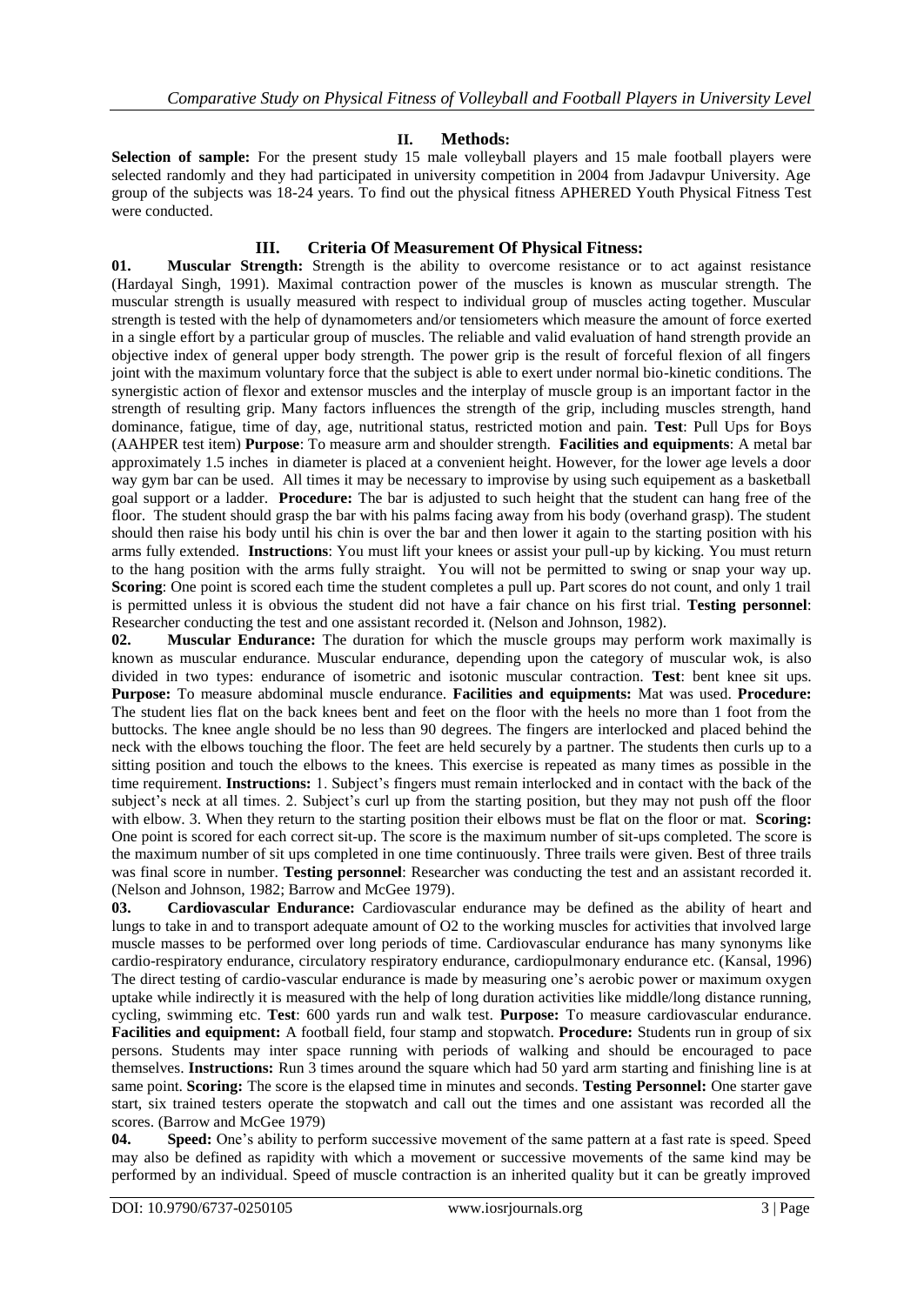## II. Methods:

**Selection of sample:** For the present study 15 male volleyball players and 15 male football players were selected randomly and they had participated in university competition in 2004 from Jadavpur University. Age group of the subjects was 18-24 years. To find out the physical fitness APHERED Youth Physical Fitness Test were conducted.

## III. Criteria Of Measurement Of Physical Fitness:

**01. Muscular Strength:** Strength is the ability to overcome resistance or to act against resistance (Hardayal Singh, 1991). Maximal contraction power of the muscles is known as muscular strength. The muscular strength is usually measured with respect to individual group of muscles acting together. Muscular strength is tested with the help of dynamometers and/or tensiometers which measure the amount of force exerted in a single effort by a particular group of muscles. The reliable and valid evaluation of hand strength provide an objective index of general upper body strength. The power grip is the result of forceful flexion of all fingers joint with the maximum voluntary force that the subject is able to exert under normal bio-kinetic conditions. The synergistic action of flexor and extensor muscles and the interplay of muscle group is an important factor in the strength of resulting grip. Many factors influences the strength of the grip, including muscles strength, hand dominance, fatigue, time of day, age, nutritional status, restricted motion and pain. **Test**: Pull Ups for Boys (AAHPER test item) **Purpose**: To measure arm and shoulder strength. **Facilities and equipments**: A metal bar approximately 1.5 inches in diameter is placed at a convenient height. However, for the lower age levels a door way gym bar can be used. All times it may be necessary to improvise by using such equipement as a basketball goal support or a ladder. **Procedure:** The bar is adjusted to such height that the student can hang free of the floor. The student should grasp the bar with his palms facing away from his body (overhand grasp). The student should then raise his body until his chin is over the bar and then lower it again to the starting position with his arms fully extended. **Instructions**: You must lift your knees or assist your pull-up by kicking. You must return to the hang position with the arms fully straight. You will not be permitted to swing or snap your way up. **Scoring**: One point is scored each time the student completes a pull up. Part scores do not count, and only 1 trail is permitted unless it is obvious the student did not have a fair chance on his first trial. **Testing personnel**: Researcher conducting the test and one assistant recorded it. (Nelson and Johnson, 1982).

**02. Muscular Endurance:** The duration for which the muscle groups may perform work maximally is known as muscular endurance. Muscular endurance, depending upon the category of muscular wok, is also divided in two types: endurance of isometric and isotonic muscular contraction. **Test**: bent knee sit ups. **Purpose:** To measure abdominal muscle endurance. **Facilities and equipments:** Mat was used. **Procedure:** The student lies flat on the back knees bent and feet on the floor with the heels no more than 1 foot from the buttocks. The knee angle should be no less than 90 degrees. The fingers are interlocked and placed behind the neck with the elbows touching the floor. The feet are held securely by a partner. The students then curls up to a sitting position and touch the elbows to the knees. This exercise is repeated as many times as possible in the time requirement. **Instructions:** 1. Subject's fingers must remain interlocked and in contact with the back of the subject's neck at all times. 2. Subject's curl up from the starting position, but they may not push off the floor with elbow. 3. When they return to the starting position their elbows must be flat on the floor or mat. **Scoring:** One point is scored for each correct sit-up. The score is the maximum number of sit-ups completed. The score is the maximum number of sit ups completed in one time continuously. Three trails were given. Best of three trails was final score in number. **Testing personnel**: Researcher was conducting the test and an assistant recorded it. (Nelson and Johnson, 1982; Barrow and McGee 1979).

**03. Cardiovascular Endurance:** Cardiovascular endurance may be defined as the ability of heart and lungs to take in and to transport adequate amount of $O_2$ to the working muscles for activities that involved large muscle masses to be performed over long periods of time. Cardiovascular endurance has many synonyms like cardio-respiratory endurance, circulatory respiratory endurance, cardiopulmonary endurance etc. (Kansal, 1996) The direct testing of cardio-vascular endurance is made by measuring one's aerobic power or maximum oxygen uptake while indirectly it is measured with the help of long duration activities like middle/long distance running, cycling, swimming etc. **Test**: 600 yards run and walk test. **Purpose:** To measure cardiovascular endurance. **Facilities and equipment:** A football field, four stamp and stopwatch. **Procedure:** Students run in group of six persons. Students may inter space running with periods of walking and should be encouraged to pace themselves. **Instructions:** Run 3 times around the square which had 50 yard arm starting and finishing line is at same point. **Scoring:** The score is the elapsed time in minutes and seconds. **Testing Personnel:** One starter gave start, six trained testers operate the stopwatch and call out the times and one assistant was recorded all the scores. (Barrow and McGee 1979)

**04. Speed:** One's ability to perform successive movement of the same pattern at a fast rate is speed. Speed may also be defined as rapidity with which a movement or successive movements of the same kind may be performed by an individual. Speed of muscle contraction is an inherited quality but it can be greatly improved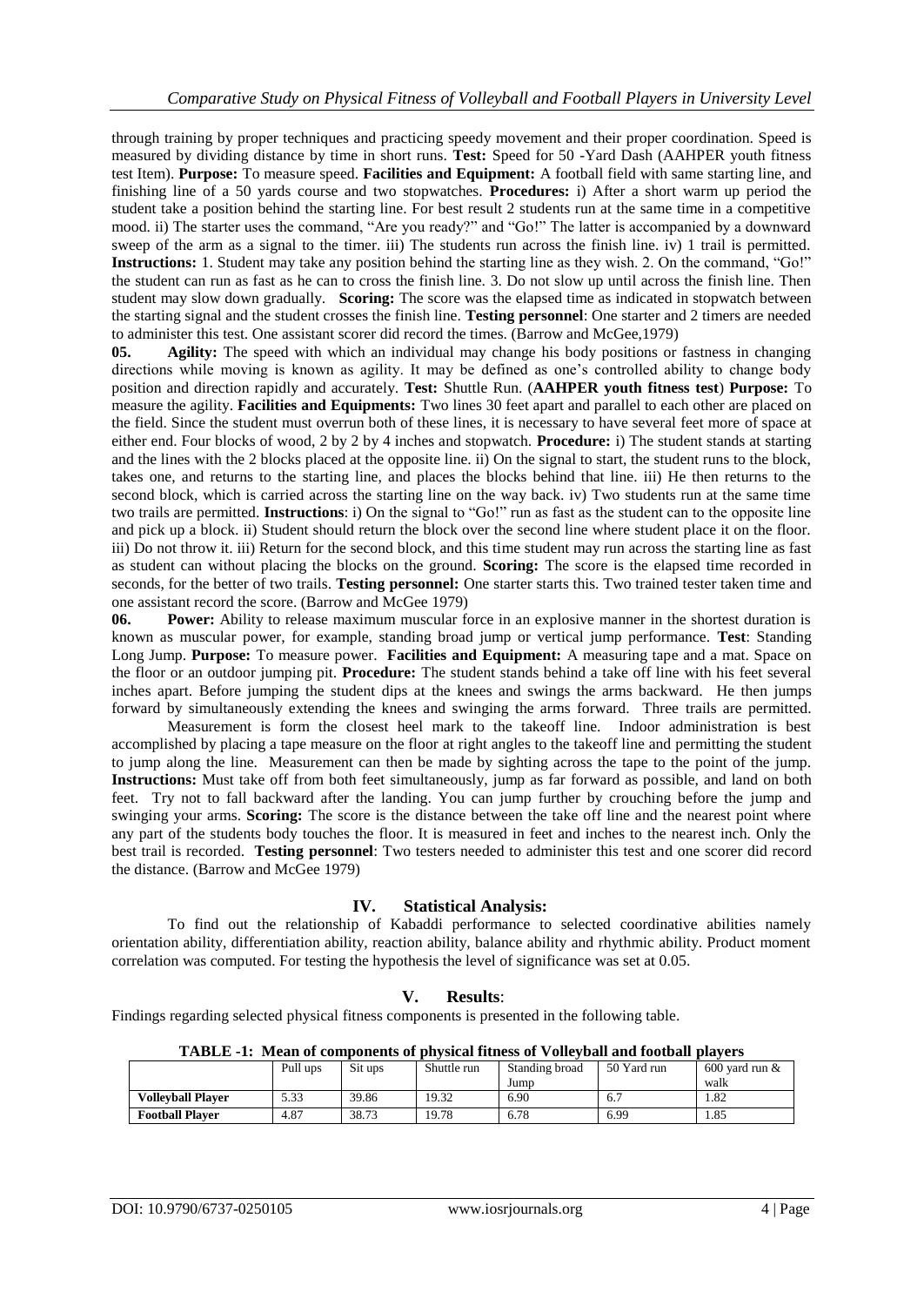through training by proper techniques and practicing speedy movement and their proper coordination. Speed is measured by dividing distance by time in short runs. **Test:** Speed for 50 -Yard Dash (AAHPER youth fitness test Item). **Purpose:** To measure speed. **Facilities and Equipment:** A football field with same starting line, and finishing line of a 50 yards course and two stopwatches. **Procedures:** i) After a short warm up period the student take a position behind the starting line. For best result 2 students run at the same time in a competitive mood. ii) The starter uses the command, "Are you ready?" and "Go!" The latter is accompanied by a downward sweep of the arm as a signal to the timer. iii) The students run across the finish line. iv) 1 trail is permitted. **Instructions:** 1. Student may take any position behind the starting line as they wish. 2. On the command, "Go!" the student can run as fast as he can to cross the finish line. 3. Do not slow up until across the finish line. Then student may slow down gradually. **Scoring:** The score was the elapsed time as indicated in stopwatch between the starting signal and the student crosses the finish line. **Testing personnel**: One starter and 2 timers are needed to administer this test. One assistant scorer did record the times. (Barrow and McGee,1979)

**05. Agility:** The speed with which an individual may change his body positions or fastness in changing directions while moving is known as agility. It may be defined as one's controlled ability to change body position and direction rapidly and accurately. **Test:** Shuttle Run. (**AAHPER youth fitness test**) **Purpose:** To measure the agility. **Facilities and Equipments:** Two lines 30 feet apart and parallel to each other are placed on the field. Since the student must overrun both of these lines, it is necessary to have several feet more of space at either end. Four blocks of wood, 2 by 2 by 4 inches and stopwatch. **Procedure:** i) The student stands at starting and the lines with the 2 blocks placed at the opposite line. ii) On the signal to start, the student runs to the block, takes one, and returns to the starting line, and places the blocks behind that line. iii) He then returns to the second block, which is carried across the starting line on the way back. iv) Two students run at the same time two trails are permitted. **Instructions**: i) On the signal to "Go!" run as fast as the student can to the opposite line and pick up a block. ii) Student should return the block over the second line where student place it on the floor. iii) Do not throw it. iii) Return for the second block, and this time student may run across the starting line as fast as student can without placing the blocks on the ground. **Scoring:** The score is the elapsed time recorded in seconds, for the better of two trails. **Testing personnel:** One starter starts this. Two trained tester taken time and one assistant record the score. (Barrow and McGee 1979)

**06. Power:** Ability to release maximum muscular force in an explosive manner in the shortest duration is known as muscular power, for example, standing broad jump or vertical jump performance. **Test**: Standing Long Jump. **Purpose:** To measure power. **Facilities and Equipment:** A measuring tape and a mat. Space on the floor or an outdoor jumping pit. **Procedure:** The student stands behind a take off line with his feet several inches apart. Before jumping the student dips at the knees and swings the arms backward. He then jumps forward by simultaneously extending the knees and swinging the arms forward. Three trails are permitted.

Measurement is form the closest heel mark to the takeoff line. Indoor administration is best accomplished by placing a tape measure on the floor at right angles to the takeoff line and permitting the student to jump along the line. Measurement can then be made by sighting across the tape to the point of the jump. **Instructions:** Must take off from both feet simultaneously, jump as far forward as possible, and land on both feet. Try not to fall backward after the landing. You can jump further by crouching before the jump and swinging your arms. **Scoring:** The score is the distance between the take off line and the nearest point where any part of the students body touches the floor. It is measured in feet and inches to the nearest inch. Only the best trail is recorded. **Testing personnel**: Two testers needed to administer this test and one scorer did record the distance. (Barrow and McGee 1979)

## IV. Statistical Analysis:

To find out the relationship of Kabaddi performance to selected coordinative abilities namely orientation ability, differentiation ability, reaction ability, balance ability and rhythmic ability. Product moment correlation was computed. For testing the hypothesis the level of significance was set at 0.05.

## V. Results:

Findings regarding selected physical fitness components is presented in the following table.

**TABLE -1: Mean of components of physical fitness of Volleyball and football players**

| | Pull ups | Sit ups | Shuttle run | Standing broad Jump | 50 Yard run | 600 yard run & walk |
|---|---|---|---|---|---|---|
| **Volleyball Player** | 5.33 | 39.86 | 19.32 | 6.90 | 6.7 | 1.82 |
| **Football Player** | 4.87 | 38.73 | 19.78 | 6.78 | 6.99 | 1.85 |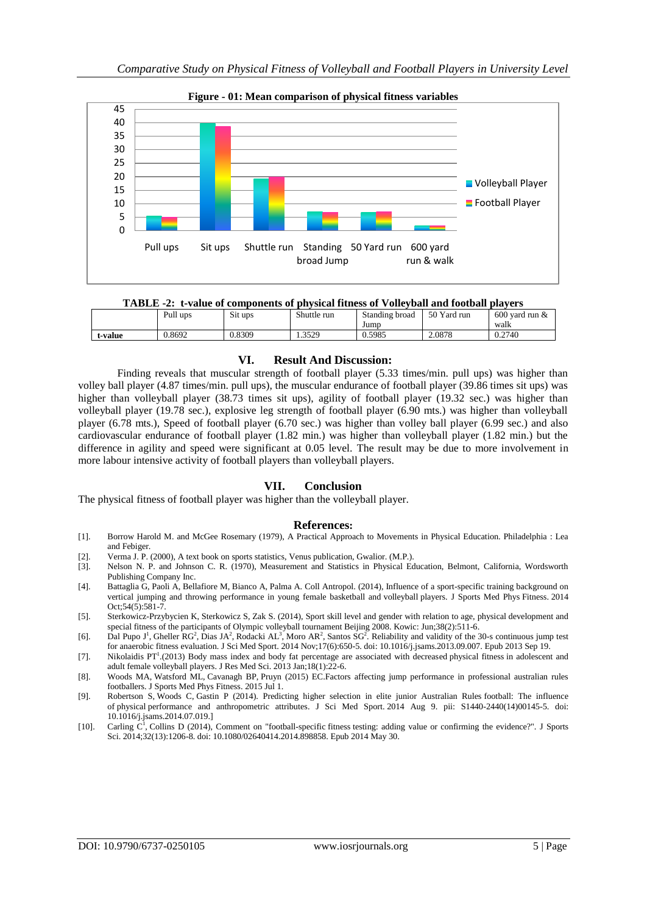**Figure - 01: Mean comparison of physical fitness variables**

45
40
35
30
25
20
15
10
5
0

Pull ups
Sit ups
Shuttle run
Standing broad Jump
50 Yard run
600 yard run & walk

Volleyball Player
Football Player

**TABLE -2: t-value of components of physical fitness of Volleyball and football players**

| | Pull ups | Sit ups | Shuttle run | Standing broad Jump | 50 Yard run | 600 yard run & walk |
|---|---|---|---|---|---|---|
| **t-value** | 0.8692 | 0.8309 | 1.3529 | 0.5985 | 2.0878 | 0.2740 |

## VI. Result And Discussion:

Finding reveals that muscular strength of football player (5.33 times/min. pull ups) was higher than volley ball player (4.87 times/min. pull ups), the muscular endurance of football player (39.86 times sit ups) was higher than volleyball player (38.73 times sit ups), agility of football player (19.32 sec.) was higher than volleyball player (19.78 sec.), explosive leg strength of football player (6.90 mts.) was higher than volleyball player (6.78 mts.), Speed of football player (6.70 sec.) was higher than volley ball player (6.99 sec.) and also cardiovascular endurance of football player (1.82 min.) was higher than volleyball player (1.82 min.) but the difference in agility and speed were significant at 0.05 level. The result may be due to more involvement in more labour intensive activity of football players than volleyball players.

## VII. Conclusion

The physical fitness of football player was higher than the volleyball player.

## References:

[1]. Borrow Harold M. and McGee Rosemary (1979), A Practical Approach to Movements in Physical Education. Philadelphia : Lea and Febiger.

[2]. Verma J. P. (2000), A text book on sports statistics, Venus publication, Gwalior. (M.P.).

[3]. Nelson N. P. and Johnson C. R. (1970), Measurement and Statistics in Physical Education, Belmont, California, Wordsworth Publishing Company Inc.

[4]. Battaglia G, Paoli A, Bellafiore M, Bianco A, Palma A. Coll Antropol. (2014), Influence of a sport-specific training background on vertical jumping and throwing performance in young female basketball and volleyball players. J Sports Med Phys Fitness. 2014 Oct;54(5):581-7.

[5]. Sterkowicz-Przybycien K, Sterkowicz S, Zak S. (2014), Sport skill level and gender with relation to age, physical development and special fitness of the participants of Olympic volleyball tournament Beijing 2008. Kowic: Jun;38(2):511-6.

[6]. Dal Pupo J[1], Gheller RG[2], Dias JA[2], Rodacki AL[3], Moro AR[2], Santos SG[2]. Reliability and validity of the 30-s continuous jump test for anaerobic fitness evaluation. J Sci Med Sport. 2014 Nov;17(6):650-5. doi: 10.1016/j.jsams.2013.09.007. Epub 2013 Sep 19.

[7]. Nikolaidis PT[1].(2013) Body mass index and body fat percentage are associated with decreased physical fitness in adolescent and adult female volleyball players. J Res Med Sci. 2013 Jan;18(1):22-6.

[8]. Woods MA, Watsford ML, Cavanagh BP, Pruyn (2015) EC.Factors affecting jump performance in professional australian rules footballers. J Sports Med Phys Fitness. 2015 Jul 1.

[9]. Robertson S, Woods C, Gastin P (2014). Predicting higher selection in elite junior Australian Rules football: The influence of physical performance and anthropometric attributes. J Sci Med Sport. 2014 Aug 9. pii: S1440-2440(14)00145-5. doi: 10.1016/j.jsams.2014.07.019.]

[10]. Carling C[1], Collins D (2014), Comment on "football-specific fitness testing: adding value or confirming the evidence?". J Sports Sci. 2014;32(13):1206-8. doi: 10.1080/02640414.2014.898858. Epub 2014 May 30.